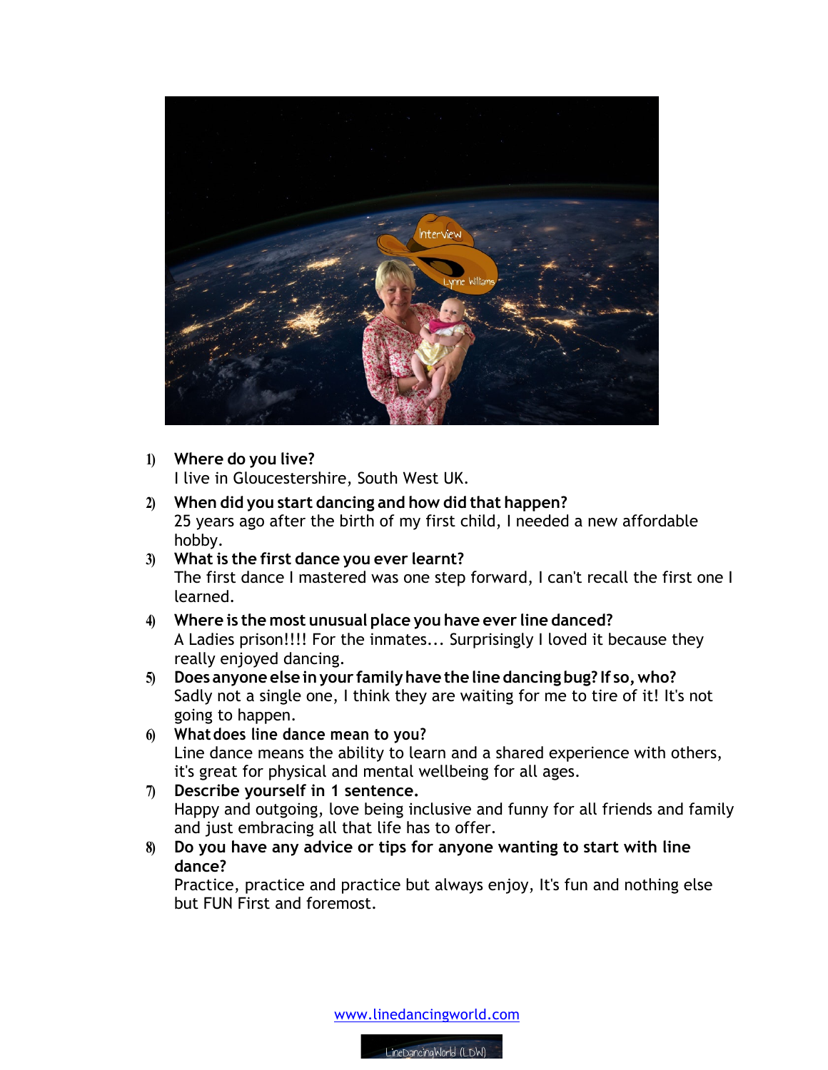1) **Where do you live?**
   I live in Gloucestershire, South West UK.
2) **When did you start dancing and how did that happen?**
   25 years ago after the birth of my first child, I needed a new affordable hobby.
3) **What is the first dance you ever learnt?**
   The first dance I mastered was one step forward, I can't recall the first one I learned.
4) **Where is the most unusual place you have ever line danced?**
   A Ladies prison!!!! For the inmates... Surprisingly I loved it because they really enjoyed dancing.
5) **Does anyone else in your family have the line dancing bug? If so, who?**
   Sadly not a single one, I think they are waiting for me to tire of it! It's not going to happen.
6) **What does line dance mean to you?**
   Line dance means the ability to learn and a shared experience with others, it's great for physical and mental wellbeing for all ages.
7) **Describe yourself in 1 sentence.**
   Happy and outgoing, love being inclusive and funny for all friends and family and just embracing all that life has to offer.
8) **Do you have any advice or tips for anyone wanting to start with line dance?**
   Practice, practice and practice but always enjoy, It's fun and nothing else but FUN First and foremost.

www.linedancingworld.com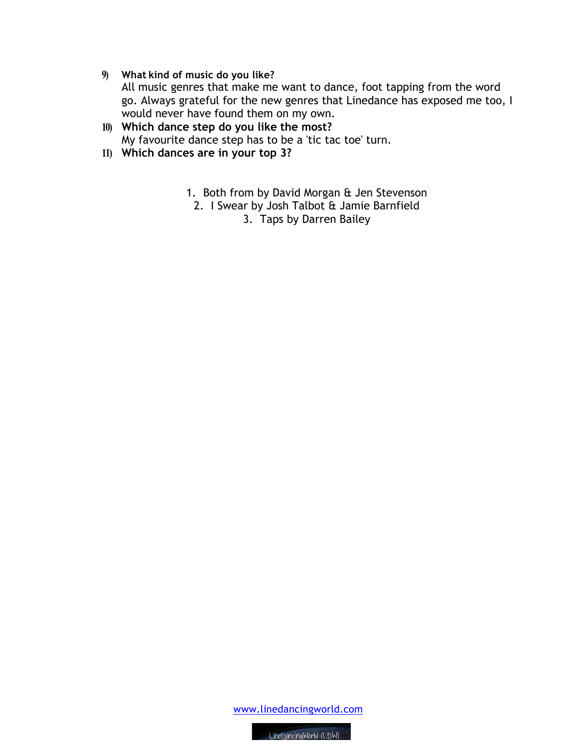9) **What kind of music do you like?**
All music genres that make me want to dance, foot tapping from the word go. Always grateful for the new genres that Linedance has exposed me too, I would never have found them on my own.

10) **Which dance step do you like the most?**
My favourite dance step has to be a 'tic tac toe' turn.

11) **Which dances are in your top 3?**

1. Both from by David Morgan & Jen Stevenson
2. I Swear by Josh Talbot & Jamie Barnfield
3. Taps by Darren Bailey

www.linedancingworld.com